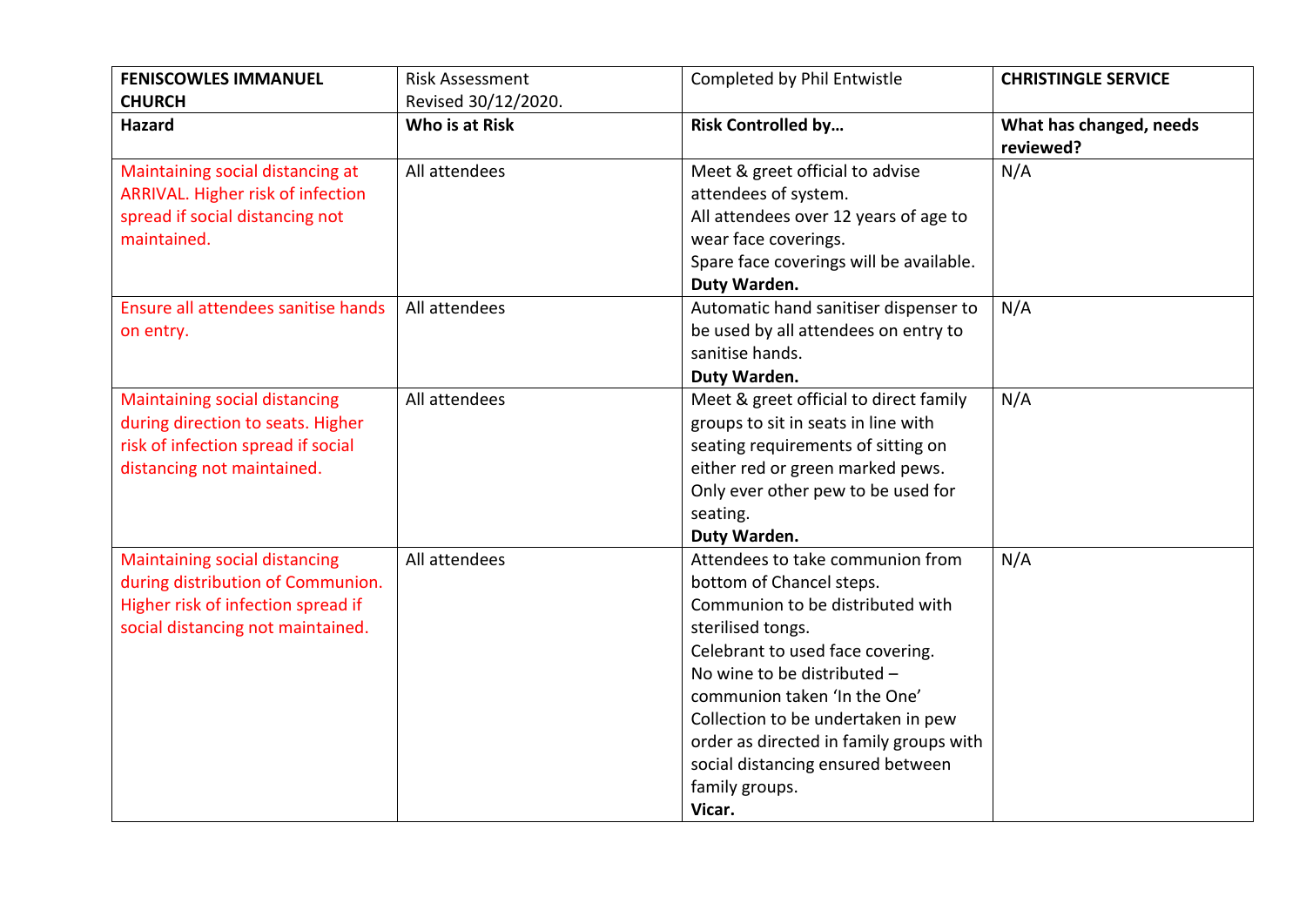| **FENISCOWLES IMMANUEL CHURCH** | Risk Assessment Revised 30/12/2020. | Completed by Phil Entwistle | **CHRISTINGLE SERVICE** |
|---|---|---|---|
| **Hazard** | **Who is at Risk** | **Risk Controlled by…** | **What has changed, needs reviewed?** |
| Maintaining social distancing at ARRIVAL. Higher risk of infection spread if social distancing not maintained. | All attendees | Meet & greet official to advise attendees of system.<br>All attendees over 12 years of age to wear face coverings.<br>Spare face coverings will be available.<br>**Duty Warden.** | N/A |
| Ensure all attendees sanitise hands on entry. | All attendees | Automatic hand sanitiser dispenser to be used by all attendees on entry to sanitise hands.<br>**Duty Warden.** | N/A |
| Maintaining social distancing during direction to seats. Higher risk of infection spread if social distancing not maintained. | All attendees | Meet & greet official to direct family groups to sit in seats in line with seating requirements of sitting on either red or green marked pews.<br>Only ever other pew to be used for seating.<br>**Duty Warden.** | N/A |
| Maintaining social distancing during distribution of Communion. Higher risk of infection spread if social distancing not maintained. | All attendees | Attendees to take communion from bottom of Chancel steps.<br>Communion to be distributed with sterilised tongs.<br>Celebrant to used face covering.<br>No wine to be distributed – communion taken 'In the One'<br>Collection to be undertaken in pew order as directed in family groups with social distancing ensured between family groups.<br>**Vicar.** | N/A |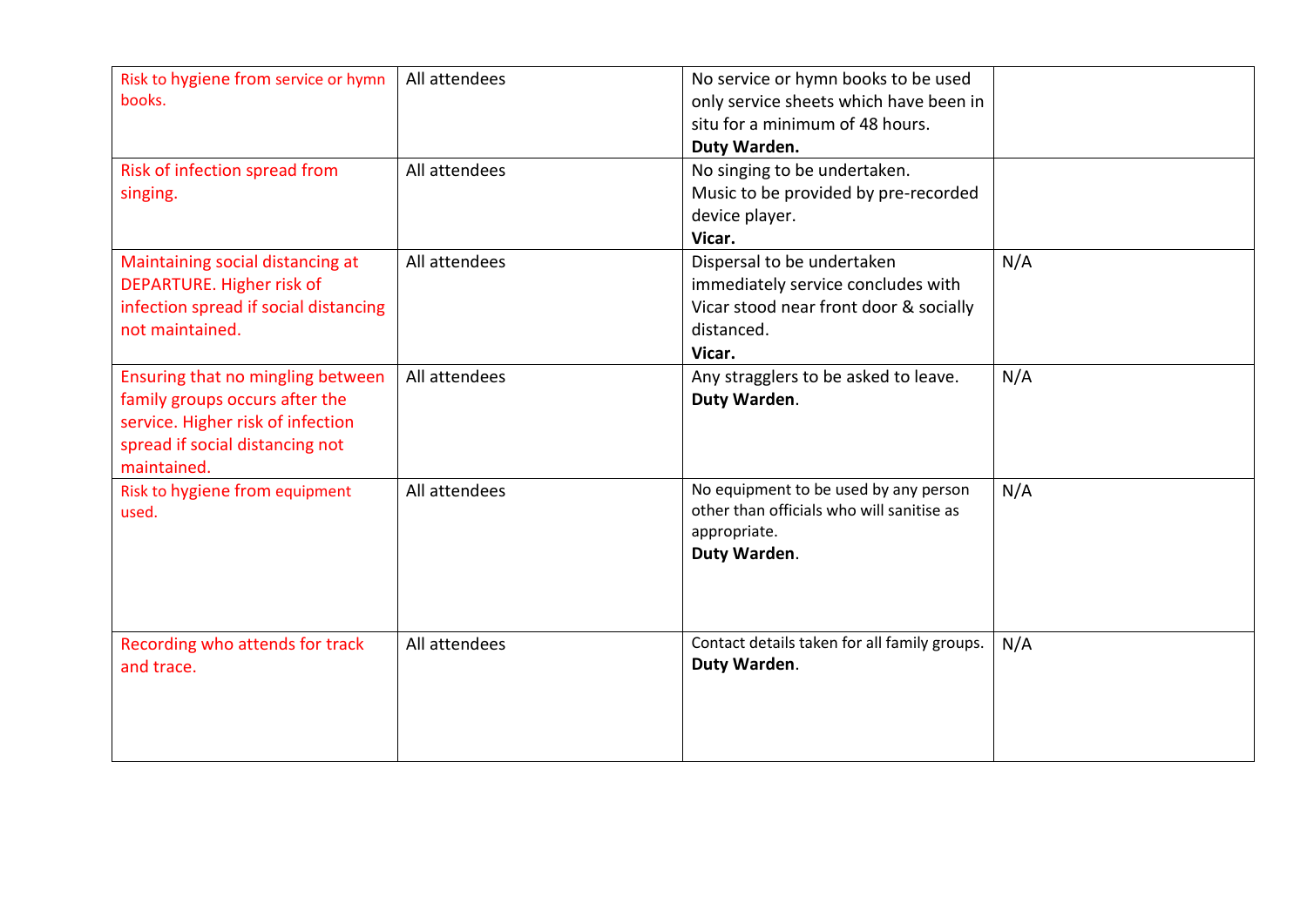| | | | |
|---|---|---|---|
| Risk to hygiene from service or hymn books. | All attendees | No service or hymn books to be used only service sheets which have been in situ for a minimum of 48 hours.<br>**Duty Warden.** | |
| Risk of infection spread from singing. | All attendees | No singing to be undertaken.<br>Music to be provided by pre-recorded device player.<br>**Vicar.** | |
| Maintaining social distancing at DEPARTURE. Higher risk of infection spread if social distancing not maintained. | All attendees | Dispersal to be undertaken immediately service concludes with Vicar stood near front door & socially distanced.<br>**Vicar.** | N/A |
| Ensuring that no mingling between family groups occurs after the service. Higher risk of infection spread if social distancing not maintained. | All attendees | Any stragglers to be asked to leave.<br>**Duty Warden**. | N/A |
| Risk to hygiene from equipment used. | All attendees | No equipment to be used by any person other than officials who will sanitise as appropriate.<br>**Duty Warden**. | N/A |
| Recording who attends for track and trace. | All attendees | Contact details taken for all family groups.<br>**Duty Warden**. | N/A |